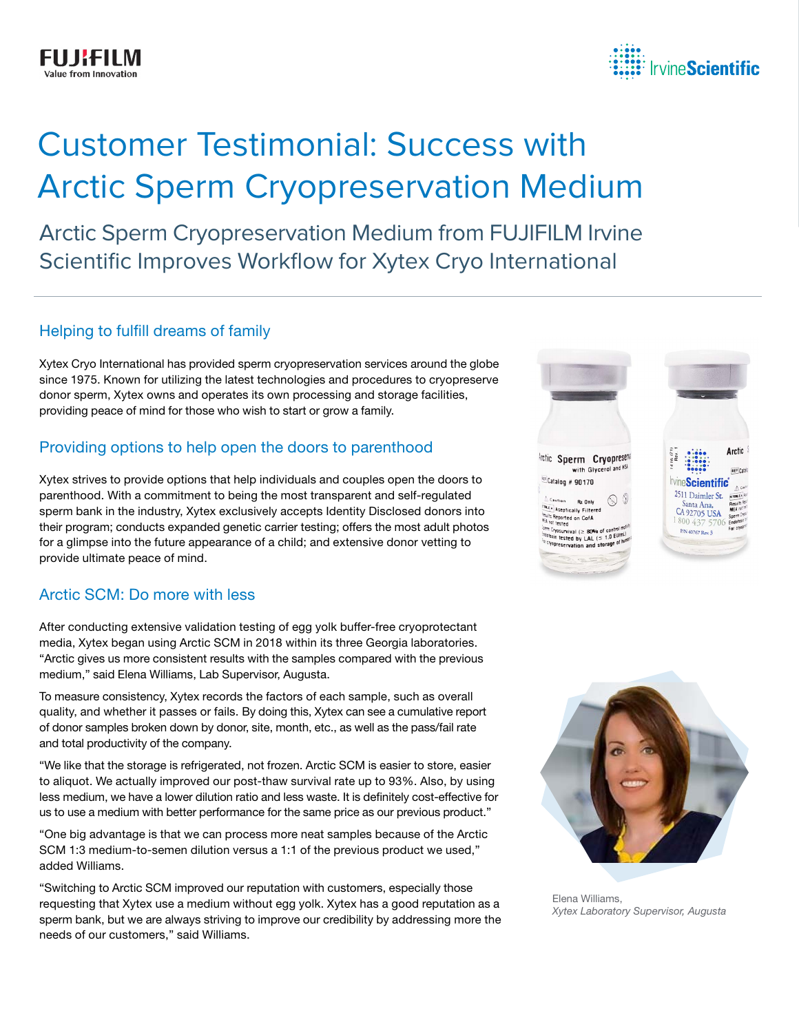# Customer Testimonial: Success with Arctic Sperm Cryopreservation Medium

## Arctic Sperm Cryopreservation Medium from FUJIFILM Irvine Scientific Improves Workflow for Xytex Cryo International

### Helping to fulfill dreams of family

Xytex Cryo International has provided sperm cryopreservation services around the globe since 1975. Known for utilizing the latest technologies and procedures to cryopreserve donor sperm, Xytex owns and operates its own processing and storage facilities, providing peace of mind for those who wish to start or grow a family.

### Providing options to help open the doors to parenthood

Xytex strives to provide options that help individuals and couples open the doors to parenthood. With a commitment to being the most transparent and self-regulated sperm bank in the industry, Xytex exclusively accepts Identity Disclosed donors into their program; conducts expanded genetic carrier testing; offers the most adult photos for a glimpse into the future appearance of a child; and extensive donor vetting to provide ultimate peace of mind.

### Arctic SCM: Do more with less

After conducting extensive validation testing of egg yolk buffer-free cryoprotectant media, Xytex began using Arctic SCM in 2018 within its three Georgia laboratories. "Arctic gives us more consistent results with the samples compared with the previous medium," said Elena Williams, Lab Supervisor, Augusta.

To measure consistency, Xytex records the factors of each sample, such as overall quality, and whether it passes or fails. By doing this, Xytex can see a cumulative report of donor samples broken down by donor, site, month, etc., as well as the pass/fail rate and total productivity of the company.

"We like that the storage is refrigerated, not frozen. Arctic SCM is easier to store, easier to aliquot. We actually improved our post-thaw survival rate up to 93%. Also, by using less medium, we have a lower dilution ratio and less waste. It is definitely cost-effective for us to use a medium with better performance for the same price as our previous product."

"One big advantage is that we can process more neat samples because of the Arctic SCM 1:3 medium-to-semen dilution versus a 1:1 of the previous product we used," added Williams.

"Switching to Arctic SCM improved our reputation with customers, especially those requesting that Xytex use a medium without egg yolk. Xytex has a good reputation as a sperm bank, but we are always striving to improve our credibility by addressing more the needs of our customers," said Williams.

Elena Williams,
*Xytex Laboratory Supervisor, Augusta*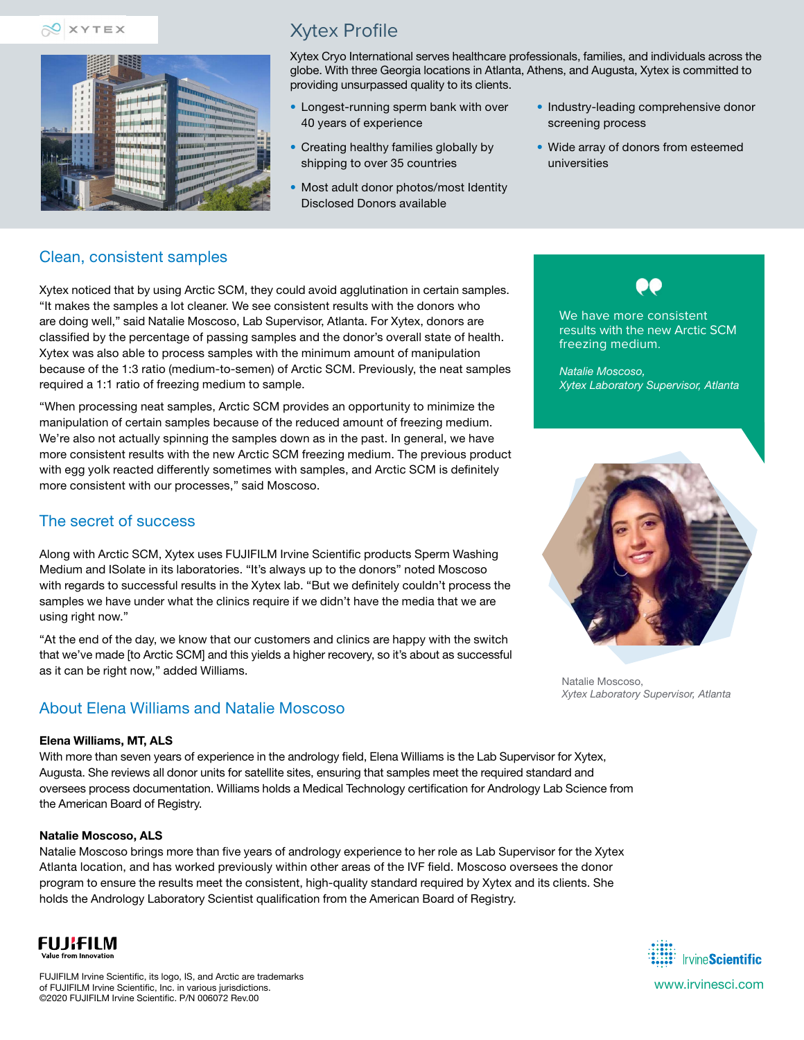# Xytex Profile

Xytex Cryo International serves healthcare professionals, families, and individuals across the globe. With three Georgia locations in Atlanta, Athens, and Augusta, Xytex is committed to providing unsurpassed quality to its clients.

- Longest-running sperm bank with over 40 years of experience
- Creating healthy families globally by shipping to over 35 countries
- Most adult donor photos/most Identity Disclosed Donors available
- Industry-leading comprehensive donor screening process
- Wide array of donors from esteemed universities

## Clean, consistent samples

Xytex noticed that by using Arctic SCM, they could avoid agglutination in certain samples. “It makes the samples a lot cleaner. We see consistent results with the donors who are doing well,” said Natalie Moscoso, Lab Supervisor, Atlanta. For Xytex, donors are classified by the percentage of passing samples and the donor’s overall state of health. Xytex was also able to process samples with the minimum amount of manipulation because of the 1:3 ratio (medium-to-semen) of Arctic SCM. Previously, the neat samples required a 1:1 ratio of freezing medium to sample.

“When processing neat samples, Arctic SCM provides an opportunity to minimize the manipulation of certain samples because of the reduced amount of freezing medium. We’re also not actually spinning the samples down as in the past. In general, we have more consistent results with the new Arctic SCM freezing medium. The previous product with egg yolk reacted differently sometimes with samples, and Arctic SCM is definitely more consistent with our processes,” said Moscoso.

> We have more consistent results with the new Arctic SCM freezing medium.
>
> *Natalie Moscoso, Xytex Laboratory Supervisor, Atlanta*

## The secret of success

Along with Arctic SCM, Xytex uses FUJIFILM Irvine Scientific products Sperm Washing Medium and ISolate in its laboratories. “It’s always up to the donors” noted Moscoso with regards to successful results in the Xytex lab. “But we definitely couldn’t process the samples we have under what the clinics require if we didn’t have the media that we are using right now.”

“At the end of the day, we know that our customers and clinics are happy with the switch that we’ve made [to Arctic SCM] and this yields a higher recovery, so it’s about as successful as it can be right now,” added Williams.

Natalie Moscoso,
*Xytex Laboratory Supervisor, Atlanta*

## About Elena Williams and Natalie Moscoso

**Elena Williams, MT, ALS**

With more than seven years of experience in the andrology field, Elena Williams is the Lab Supervisor for Xytex, Augusta. She reviews all donor units for satellite sites, ensuring that samples meet the required standard and oversees process documentation. Williams holds a Medical Technology certification for Andrology Lab Science from the American Board of Registry.

**Natalie Moscoso, ALS**

Natalie Moscoso brings more than five years of andrology experience to her role as Lab Supervisor for the Xytex Atlanta location, and has worked previously within other areas of the IVF field. Moscoso oversees the donor program to ensure the results meet the consistent, high-quality standard required by Xytex and its clients. She holds the Andrology Laboratory Scientist qualification from the American Board of Registry.

FUJIFILM Irvine Scientific, its logo, IS, and Arctic are trademarks of FUJIFILM Irvine Scientific, Inc. in various jurisdictions.
©2020 FUJIFILM Irvine Scientific. P/N 006072 Rev.00

www.irvinesci.com